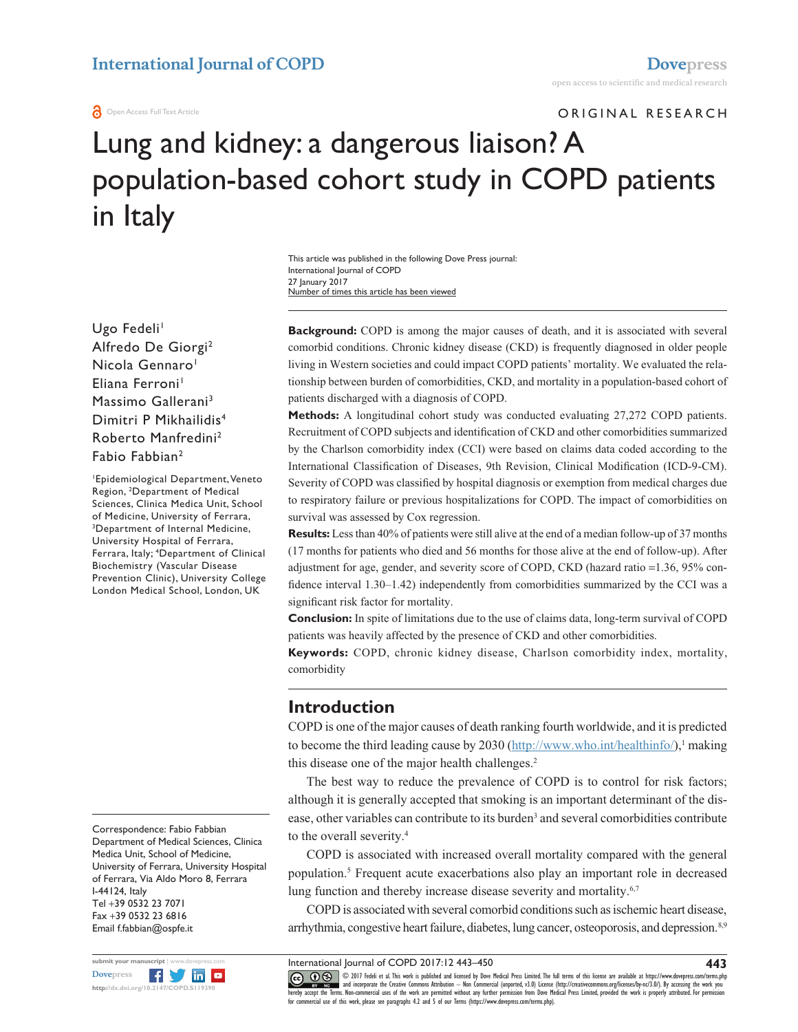# Lung and kidney: a dangerous liaison? A population-based cohort study in COPD patients in Italy

This article was published in the following Dove Press journal:
International Journal of COPD
27 January 2017
Number of times this article has been viewed

Ugo Fedeli[1]
Alfredo De Giorgi[2]
Nicola Gennaro[1]
Eliana Ferroni[1]
Massimo Gallerani[3]
Dimitri P Mikhailidis[4]
Roberto Manfredini[2]
Fabio Fabbian[2]

[1]Epidemiological Department, Veneto Region, [2]Department of Medical Sciences, Clinica Medica Unit, School of Medicine, University of Ferrara, [3]Department of Internal Medicine, University Hospital of Ferrara, Ferrara, Italy; [4]Department of Clinical Biochemistry (Vascular Disease Prevention Clinic), University College London Medical School, London, UK

Correspondence: Fabio Fabbian
Department of Medical Sciences, Clinica Medica Unit, School of Medicine, University of Ferrara, University Hospital of Ferrara, Via Aldo Moro 8, Ferrara I-44124, Italy
Tel +39 0532 23 7071
Fax +39 0532 23 6816
Email f.fabbian@ospfe.it

**Background:** COPD is among the major causes of death, and it is associated with several comorbid conditions. Chronic kidney disease (CKD) is frequently diagnosed in older people living in Western societies and could impact COPD patients' mortality. We evaluated the relationship between burden of comorbidities, CKD, and mortality in a population-based cohort of patients discharged with a diagnosis of COPD.

**Methods:** A longitudinal cohort study was conducted evaluating 27,272 COPD patients. Recruitment of COPD subjects and identification of CKD and other comorbidities summarized by the Charlson comorbidity index (CCI) were based on claims data coded according to the International Classification of Diseases, 9th Revision, Clinical Modification (ICD-9-CM). Severity of COPD was classified by hospital diagnosis or exemption from medical charges due to respiratory failure or previous hospitalizations for COPD. The impact of comorbidities on survival was assessed by Cox regression.

**Results:** Less than 40% of patients were still alive at the end of a median follow-up of 37 months (17 months for patients who died and 56 months for those alive at the end of follow-up). After adjustment for age, gender, and severity score of COPD, CKD (hazard ratio =1.36, 95% confidence interval 1.30–1.42) independently from comorbidities summarized by the CCI was a significant risk factor for mortality.

**Conclusion:** In spite of limitations due to the use of claims data, long-term survival of COPD patients was heavily affected by the presence of CKD and other comorbidities.

**Keywords:** COPD, chronic kidney disease, Charlson comorbidity index, mortality, comorbidity

## Introduction

COPD is one of the major causes of death ranking fourth worldwide, and it is predicted to become the third leading cause by 2030 (http://www.who.int/healthinfo/),[1] making this disease one of the major health challenges.[2]

The best way to reduce the prevalence of COPD is to control for risk factors; although it is generally accepted that smoking is an important determinant of the disease, other variables can contribute to its burden[3] and several comorbidities contribute to the overall severity.[4]

COPD is associated with increased overall mortality compared with the general population.[5] Frequent acute exacerbations also play an important role in decreased lung function and thereby increase disease severity and mortality.[6,7]

COPD is associated with several comorbid conditions such as ischemic heart disease, arrhythmia, congestive heart failure, diabetes, lung cancer, osteoporosis, and depression.[8,9]

© 2017 Fedeli et al. This work is published and licensed by Dove Medical Press Limited. The full terms of this license are available at https://www.dovepress.com/terms.php and incorporate the Creative Commons Attribution – Non Commercial (unported, v3.0) License (http://creativecommons.org/licenses/by-nc/3.0/). By accessing the work you hereby accept the Terms. Non-commercial uses of the work are permitted without any further permission from Dove Medical Press Limited, provided the work is properly attributed. For permission for commercial use of this work, please see paragraphs 4.2 and 5 of our Terms (https://www.dovepress.com/terms.php).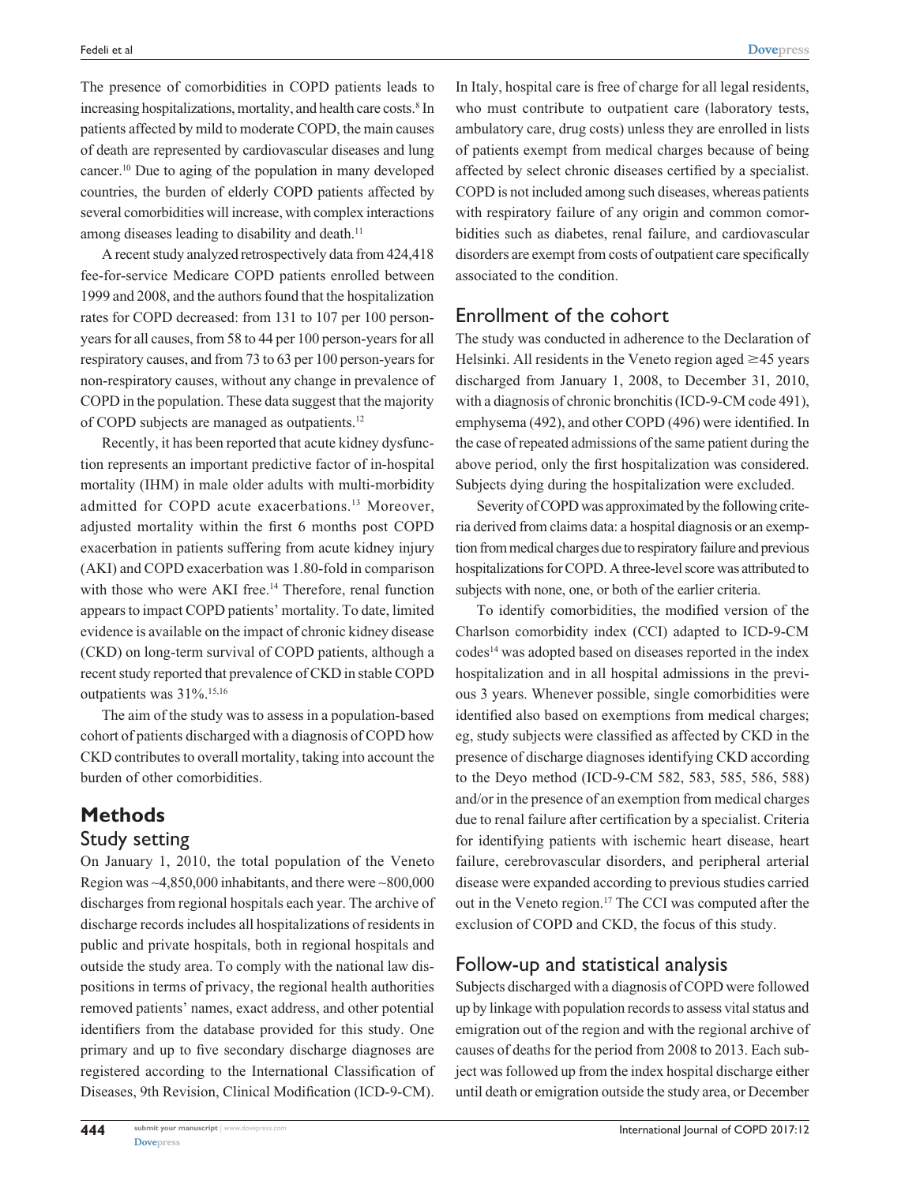The presence of comorbidities in COPD patients leads to increasing hospitalizations, mortality, and health care costs.[8] In patients affected by mild to moderate COPD, the main causes of death are represented by cardiovascular diseases and lung cancer.[10] Due to aging of the population in many developed countries, the burden of elderly COPD patients affected by several comorbidities will increase, with complex interactions among diseases leading to disability and death.[11]

A recent study analyzed retrospectively data from 424,418 fee-for-service Medicare COPD patients enrolled between 1999 and 2008, and the authors found that the hospitalization rates for COPD decreased: from 131 to 107 per 100 person-years for all causes, from 58 to 44 per 100 person-years for all respiratory causes, and from 73 to 63 per 100 person-years for non-respiratory causes, without any change in prevalence of COPD in the population. These data suggest that the majority of COPD subjects are managed as outpatients.[12]

Recently, it has been reported that acute kidney dysfunction represents an important predictive factor of in-hospital mortality (IHM) in male older adults with multi-morbidity admitted for COPD acute exacerbations.[13] Moreover, adjusted mortality within the first 6 months post COPD exacerbation in patients suffering from acute kidney injury (AKI) and COPD exacerbation was 1.80-fold in comparison with those who were AKI free.[14] Therefore, renal function appears to impact COPD patients' mortality. To date, limited evidence is available on the impact of chronic kidney disease (CKD) on long-term survival of COPD patients, although a recent study reported that prevalence of CKD in stable COPD outpatients was 31%.[15,16]

The aim of the study was to assess in a population-based cohort of patients discharged with a diagnosis of COPD how CKD contributes to overall mortality, taking into account the burden of other comorbidities.

# Methods

## Study setting

On January 1, 2010, the total population of the Veneto Region was ~4,850,000 inhabitants, and there were ~800,000 discharges from regional hospitals each year. The archive of discharge records includes all hospitalizations of residents in public and private hospitals, both in regional hospitals and outside the study area. To comply with the national law dispositions in terms of privacy, the regional health authorities removed patients' names, exact address, and other potential identifiers from the database provided for this study. One primary and up to five secondary discharge diagnoses are registered according to the International Classification of Diseases, 9th Revision, Clinical Modification (ICD-9-CM). In Italy, hospital care is free of charge for all legal residents, who must contribute to outpatient care (laboratory tests, ambulatory care, drug costs) unless they are enrolled in lists of patients exempt from medical charges because of being affected by select chronic diseases certified by a specialist. COPD is not included among such diseases, whereas patients with respiratory failure of any origin and common comorbidities such as diabetes, renal failure, and cardiovascular disorders are exempt from costs of outpatient care specifically associated to the condition.

## Enrollment of the cohort

The study was conducted in adherence to the Declaration of Helsinki. All residents in the Veneto region aged ≥45 years discharged from January 1, 2008, to December 31, 2010, with a diagnosis of chronic bronchitis (ICD-9-CM code 491), emphysema (492), and other COPD (496) were identified. In the case of repeated admissions of the same patient during the above period, only the first hospitalization was considered. Subjects dying during the hospitalization were excluded.

Severity of COPD was approximated by the following criteria derived from claims data: a hospital diagnosis or an exemption from medical charges due to respiratory failure and previous hospitalizations for COPD. A three-level score was attributed to subjects with none, one, or both of the earlier criteria.

To identify comorbidities, the modified version of the Charlson comorbidity index (CCI) adapted to ICD-9-CM codes[14] was adopted based on diseases reported in the index hospitalization and in all hospital admissions in the previous 3 years. Whenever possible, single comorbidities were identified also based on exemptions from medical charges; eg, study subjects were classified as affected by CKD in the presence of discharge diagnoses identifying CKD according to the Deyo method (ICD-9-CM 582, 583, 585, 586, 588) and/or in the presence of an exemption from medical charges due to renal failure after certification by a specialist. Criteria for identifying patients with ischemic heart disease, heart failure, cerebrovascular disorders, and peripheral arterial disease were expanded according to previous studies carried out in the Veneto region.[17] The CCI was computed after the exclusion of COPD and CKD, the focus of this study.

## Follow-up and statistical analysis

Subjects discharged with a diagnosis of COPD were followed up by linkage with population records to assess vital status and emigration out of the region and with the regional archive of causes of deaths for the period from 2008 to 2013. Each subject was followed up from the index hospital discharge either until death or emigration outside the study area, or December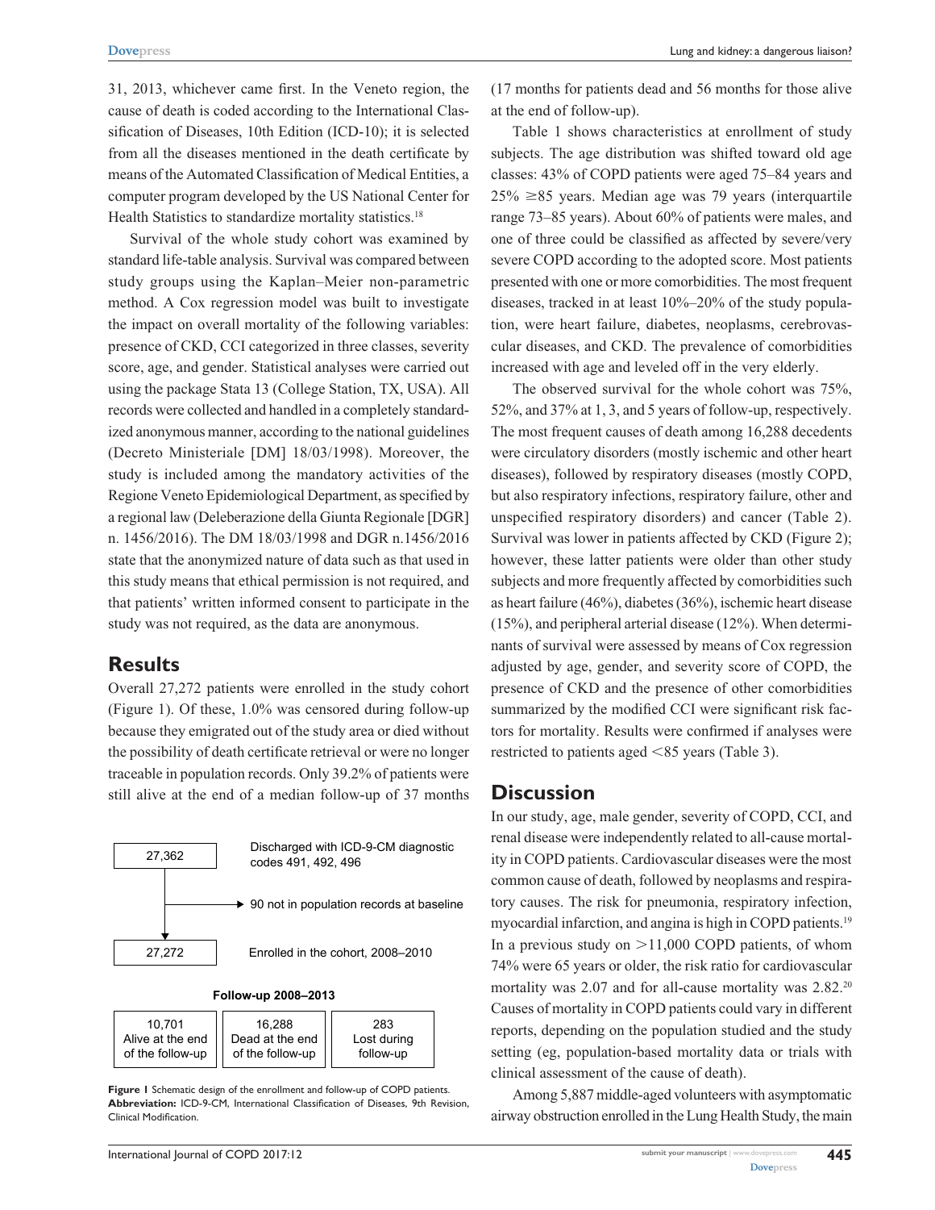31, 2013, whichever came first. In the Veneto region, the cause of death is coded according to the International Classification of Diseases, 10th Edition (ICD-10); it is selected from all the diseases mentioned in the death certificate by means of the Automated Classification of Medical Entities, a computer program developed by the US National Center for Health Statistics to standardize mortality statistics.[18]

Survival of the whole study cohort was examined by standard life-table analysis. Survival was compared between study groups using the Kaplan–Meier non-parametric method. A Cox regression model was built to investigate the impact on overall mortality of the following variables: presence of CKD, CCI categorized in three classes, severity score, age, and gender. Statistical analyses were carried out using the package Stata 13 (College Station, TX, USA). All records were collected and handled in a completely standardized anonymous manner, according to the national guidelines (Decreto Ministeriale [DM] 18/03/1998). Moreover, the study is included among the mandatory activities of the Regione Veneto Epidemiological Department, as specified by a regional law (Deleberazione della Giunta Regionale [DGR] n. 1456/2016). The DM 18/03/1998 and DGR n.1456/2016 state that the anonymized nature of data such as that used in this study means that ethical permission is not required, and that patients' written informed consent to participate in the study was not required, as the data are anonymous.

## Results

Overall 27,272 patients were enrolled in the study cohort (Figure 1). Of these, 1.0% was censored during follow-up because they emigrated out of the study area or died without the possibility of death certificate retrieval or were no longer traceable in population records. Only 39.2% of patients were still alive at the end of a median follow-up of 37 months (17 months for patients dead and 56 months for those alive at the end of follow-up).

27,362 — Discharged with ICD-9-CM diagnostic codes 491, 492, 496

→ 90 not in population records at baseline

27,272 — Enrolled in the cohort, 2008–2010

**Follow-up 2008–2013**

| 10,701 Alive at the end of the follow-up | 16,288 Dead at the end of the follow-up | 283 Lost during follow-up |
|---|---|---|

**Figure 1** Schematic design of the enrollment and follow-up of COPD patients.
**Abbreviation:** ICD-9-CM, International Classification of Diseases, 9th Revision, Clinical Modification.

Table 1 shows characteristics at enrollment of study subjects. The age distribution was shifted toward old age classes: 43% of COPD patients were aged 75–84 years and 25% ≥85 years. Median age was 79 years (interquartile range 73–85 years). About 60% of patients were males, and one of three could be classified as affected by severe/very severe COPD according to the adopted score. Most patients presented with one or more comorbidities. The most frequent diseases, tracked in at least 10%–20% of the study population, were heart failure, diabetes, neoplasms, cerebrovascular diseases, and CKD. The prevalence of comorbidities increased with age and leveled off in the very elderly.

The observed survival for the whole cohort was 75%, 52%, and 37% at 1, 3, and 5 years of follow-up, respectively. The most frequent causes of death among 16,288 decedents were circulatory disorders (mostly ischemic and other heart diseases), followed by respiratory diseases (mostly COPD, but also respiratory infections, respiratory failure, other and unspecified respiratory disorders) and cancer (Table 2). Survival was lower in patients affected by CKD (Figure 2); however, these latter patients were older than other study subjects and more frequently affected by comorbidities such as heart failure (46%), diabetes (36%), ischemic heart disease (15%), and peripheral arterial disease (12%). When determinants of survival were assessed by means of Cox regression adjusted by age, gender, and severity score of COPD, the presence of CKD and the presence of other comorbidities summarized by the modified CCI were significant risk factors for mortality. Results were confirmed if analyses were restricted to patients aged <85 years (Table 3).

## Discussion

In our study, age, male gender, severity of COPD, CCI, and renal disease were independently related to all-cause mortality in COPD patients. Cardiovascular diseases were the most common cause of death, followed by neoplasms and respiratory causes. The risk for pneumonia, respiratory infection, myocardial infarction, and angina is high in COPD patients.[19] In a previous study on >11,000 COPD patients, of whom 74% were 65 years or older, the risk ratio for cardiovascular mortality was 2.07 and for all-cause mortality was 2.82.[20] Causes of mortality in COPD patients could vary in different reports, depending on the population studied and the study setting (eg, population-based mortality data or trials with clinical assessment of the cause of death).

Among 5,887 middle-aged volunteers with asymptomatic airway obstruction enrolled in the Lung Health Study, the main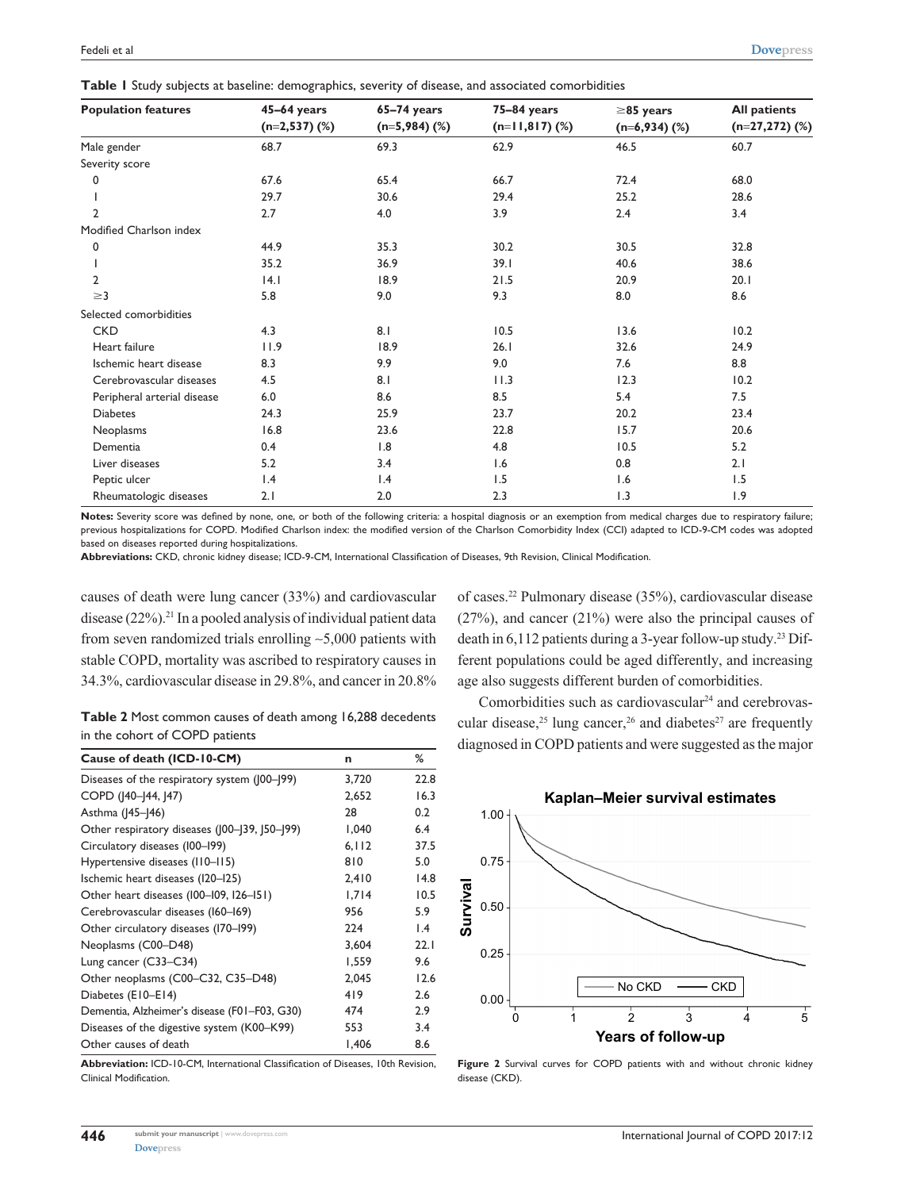**Table 1** Study subjects at baseline: demographics, severity of disease, and associated comorbidities

| Population features | 45–64 years (n=2,537) (%) | 65–74 years (n=5,984) (%) | 75–84 years (n=11,817) (%) | ≥85 years (n=6,934) (%) | All patients (n=27,272) (%) |
|---|---|---|---|---|---|
| Male gender | 68.7 | 69.3 | 62.9 | 46.5 | 60.7 |
| Severity score | | | | | |
| 0 | 67.6 | 65.4 | 66.7 | 72.4 | 68.0 |
| 1 | 29.7 | 30.6 | 29.4 | 25.2 | 28.6 |
| 2 | 2.7 | 4.0 | 3.9 | 2.4 | 3.4 |
| Modified Charlson index | | | | | |
| 0 | 44.9 | 35.3 | 30.2 | 30.5 | 32.8 |
| 1 | 35.2 | 36.9 | 39.1 | 40.6 | 38.6 |
| 2 | 14.1 | 18.9 | 21.5 | 20.9 | 20.1 |
| ≥3 | 5.8 | 9.0 | 9.3 | 8.0 | 8.6 |
| Selected comorbidities | | | | | |
| CKD | 4.3 | 8.1 | 10.5 | 13.6 | 10.2 |
| Heart failure | 11.9 | 18.9 | 26.1 | 32.6 | 24.9 |
| Ischemic heart disease | 8.3 | 9.9 | 9.0 | 7.6 | 8.8 |
| Cerebrovascular diseases | 4.5 | 8.1 | 11.3 | 12.3 | 10.2 |
| Peripheral arterial disease | 6.0 | 8.6 | 8.5 | 5.4 | 7.5 |
| Diabetes | 24.3 | 25.9 | 23.7 | 20.2 | 23.4 |
| Neoplasms | 16.8 | 23.6 | 22.8 | 15.7 | 20.6 |
| Dementia | 0.4 | 1.8 | 4.8 | 10.5 | 5.2 |
| Liver diseases | 5.2 | 3.4 | 1.6 | 0.8 | 2.1 |
| Peptic ulcer | 1.4 | 1.4 | 1.5 | 1.6 | 1.5 |
| Rheumatologic diseases | 2.1 | 2.0 | 2.3 | 1.3 | 1.9 |

**Notes:** Severity score was defined by none, one, or both of the following criteria: a hospital diagnosis or an exemption from medical charges due to respiratory failure; previous hospitalizations for COPD. Modified Charlson index: the modified version of the Charlson Comorbidity Index (CCI) adapted to ICD-9-CM codes was adopted based on diseases reported during hospitalizations.
**Abbreviations:** CKD, chronic kidney disease; ICD-9-CM, International Classification of Diseases, 9th Revision, Clinical Modification.

causes of death were lung cancer (33%) and cardiovascular disease (22%).[21] In a pooled analysis of individual patient data from seven randomized trials enrolling ~5,000 patients with stable COPD, mortality was ascribed to respiratory causes in 34.3%, cardiovascular disease in 29.8%, and cancer in 20.8% of cases.[22] Pulmonary disease (35%), cardiovascular disease (27%), and cancer (21%) were also the principal causes of death in 6,112 patients during a 3-year follow-up study.[23] Different populations could be aged differently, and increasing age also suggests different burden of comorbidities.

Comorbidities such as cardiovascular[24] and cerebrovascular disease,[25] lung cancer,[26] and diabetes[27] are frequently diagnosed in COPD patients and were suggested as the major

**Table 2** Most common causes of death among 16,288 decedents in the cohort of COPD patients

| Cause of death (ICD-10-CM) | n | % |
|---|---|---|
| Diseases of the respiratory system (J00–J99) | 3,720 | 22.8 |
| COPD (J40–J44, J47) | 2,652 | 16.3 |
| Asthma (J45–J46) | 28 | 0.2 |
| Other respiratory diseases (J00–J39, J50–J99) | 1,040 | 6.4 |
| Circulatory diseases (I00–I99) | 6,112 | 37.5 |
| Hypertensive diseases (I10–I15) | 810 | 5.0 |
| Ischemic heart diseases (I20–I25) | 2,410 | 14.8 |
| Other heart diseases (I00–I09, I26–I51) | 1,714 | 10.5 |
| Cerebrovascular diseases (I60–I69) | 956 | 5.9 |
| Other circulatory diseases (I70–I99) | 224 | 1.4 |
| Neoplasms (C00–D48) | 3,604 | 22.1 |
| Lung cancer (C33–C34) | 1,559 | 9.6 |
| Other neoplasms (C00–C32, C35–D48) | 2,045 | 12.6 |
| Diabetes (E10–E14) | 419 | 2.6 |
| Dementia, Alzheimer's disease (F01–F03, G30) | 474 | 2.9 |
| Diseases of the digestive system (K00–K99) | 553 | 3.4 |
| Other causes of death | 1,406 | 8.6 |

**Abbreviation:** ICD-10-CM, International Classification of Diseases, 10th Revision, Clinical Modification.

**Figure 2** Survival curves for COPD patients with and without chronic kidney disease (CKD).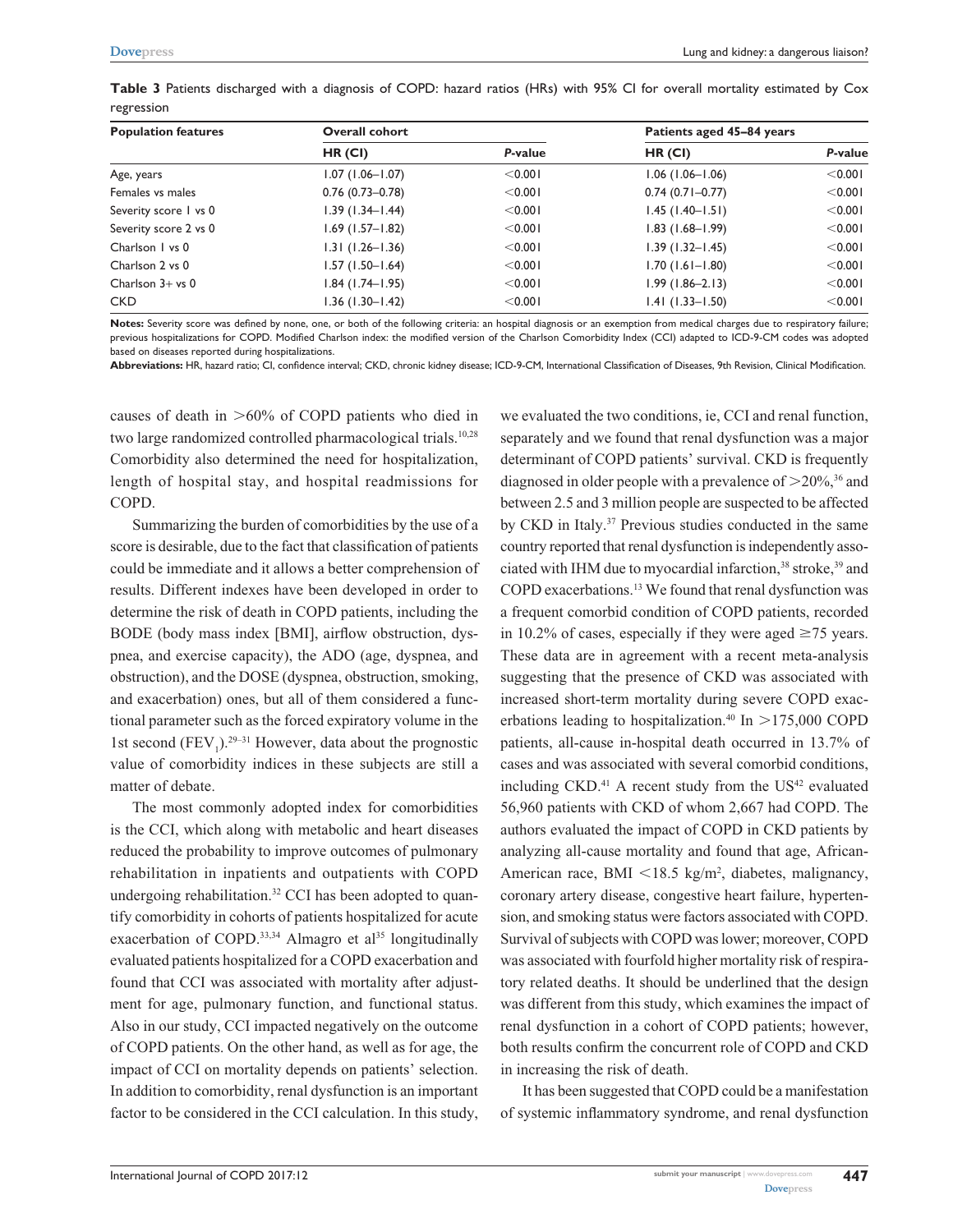**Table 3** Patients discharged with a diagnosis of COPD: hazard ratios (HRs) with 95% CI for overall mortality estimated by Cox regression

| Population features | Overall cohort | | Patients aged 45–84 years | |
|---|---|---|---|---|
| | HR (CI) | *P*-value | HR (CI) | *P*-value |
| Age, years | 1.07 (1.06–1.07) | <0.001 | 1.06 (1.06–1.06) | <0.001 |
| Females vs males | 0.76 (0.73–0.78) | <0.001 | 0.74 (0.71–0.77) | <0.001 |
| Severity score 1 vs 0 | 1.39 (1.34–1.44) | <0.001 | 1.45 (1.40–1.51) | <0.001 |
| Severity score 2 vs 0 | 1.69 (1.57–1.82) | <0.001 | 1.83 (1.68–1.99) | <0.001 |
| Charlson 1 vs 0 | 1.31 (1.26–1.36) | <0.001 | 1.39 (1.32–1.45) | <0.001 |
| Charlson 2 vs 0 | 1.57 (1.50–1.64) | <0.001 | 1.70 (1.61–1.80) | <0.001 |
| Charlson 3+ vs 0 | 1.84 (1.74–1.95) | <0.001 | 1.99 (1.86–2.13) | <0.001 |
| CKD | 1.36 (1.30–1.42) | <0.001 | 1.41 (1.33–1.50) | <0.001 |

**Notes:** Severity score was defined by none, one, or both of the following criteria: an hospital diagnosis or an exemption from medical charges due to respiratory failure; previous hospitalizations for COPD. Modified Charlson index: the modified version of the Charlson Comorbidity Index (CCI) adapted to ICD-9-CM codes was adopted based on diseases reported during hospitalizations.

**Abbreviations:** HR, hazard ratio; CI, confidence interval; CKD, chronic kidney disease; ICD-9-CM, International Classification of Diseases, 9th Revision, Clinical Modification.

causes of death in >60% of COPD patients who died in two large randomized controlled pharmacological trials.[10,28] Comorbidity also determined the need for hospitalization, length of hospital stay, and hospital readmissions for COPD.

Summarizing the burden of comorbidities by the use of a score is desirable, due to the fact that classification of patients could be immediate and it allows a better comprehension of results. Different indexes have been developed in order to determine the risk of death in COPD patients, including the BODE (body mass index [BMI], airflow obstruction, dyspnea, and exercise capacity), the ADO (age, dyspnea, and obstruction), and the DOSE (dyspnea, obstruction, smoking, and exacerbation) ones, but all of them considered a functional parameter such as the forced expiratory volume in the 1st second ($FEV_1$).[29–31] However, data about the prognostic value of comorbidity indices in these subjects are still a matter of debate.

The most commonly adopted index for comorbidities is the CCI, which along with metabolic and heart diseases reduced the probability to improve outcomes of pulmonary rehabilitation in inpatients and outpatients with COPD undergoing rehabilitation.[32] CCI has been adopted to quantify comorbidity in cohorts of patients hospitalized for acute exacerbation of COPD.[33,34] Almagro et al[35] longitudinally evaluated patients hospitalized for a COPD exacerbation and found that CCI was associated with mortality after adjustment for age, pulmonary function, and functional status. Also in our study, CCI impacted negatively on the outcome of COPD patients. On the other hand, as well as for age, the impact of CCI on mortality depends on patients' selection. In addition to comorbidity, renal dysfunction is an important factor to be considered in the CCI calculation. In this study, we evaluated the two conditions, ie, CCI and renal function, separately and we found that renal dysfunction was a major determinant of COPD patients' survival. CKD is frequently diagnosed in older people with a prevalence of >20%,[36] and between 2.5 and 3 million people are suspected to be affected by CKD in Italy.[37] Previous studies conducted in the same country reported that renal dysfunction is independently associated with IHM due to myocardial infarction,[38] stroke,[39] and COPD exacerbations.[13] We found that renal dysfunction was a frequent comorbid condition of COPD patients, recorded in 10.2% of cases, especially if they were aged ≥75 years. These data are in agreement with a recent meta-analysis suggesting that the presence of CKD was associated with increased short-term mortality during severe COPD exacerbations leading to hospitalization.[40] In >175,000 COPD patients, all-cause in-hospital death occurred in 13.7% of cases and was associated with several comorbid conditions, including CKD.[41] A recent study from the US[42] evaluated 56,960 patients with CKD of whom 2,667 had COPD. The authors evaluated the impact of COPD in CKD patients by analyzing all-cause mortality and found that age, African-American race, BMI <18.5 kg/m$^2$, diabetes, malignancy, coronary artery disease, congestive heart failure, hypertension, and smoking status were factors associated with COPD. Survival of subjects with COPD was lower; moreover, COPD was associated with fourfold higher mortality risk of respiratory related deaths. It should be underlined that the design was different from this study, which examines the impact of renal dysfunction in a cohort of COPD patients; however, both results confirm the concurrent role of COPD and CKD in increasing the risk of death.

It has been suggested that COPD could be a manifestation of systemic inflammatory syndrome, and renal dysfunction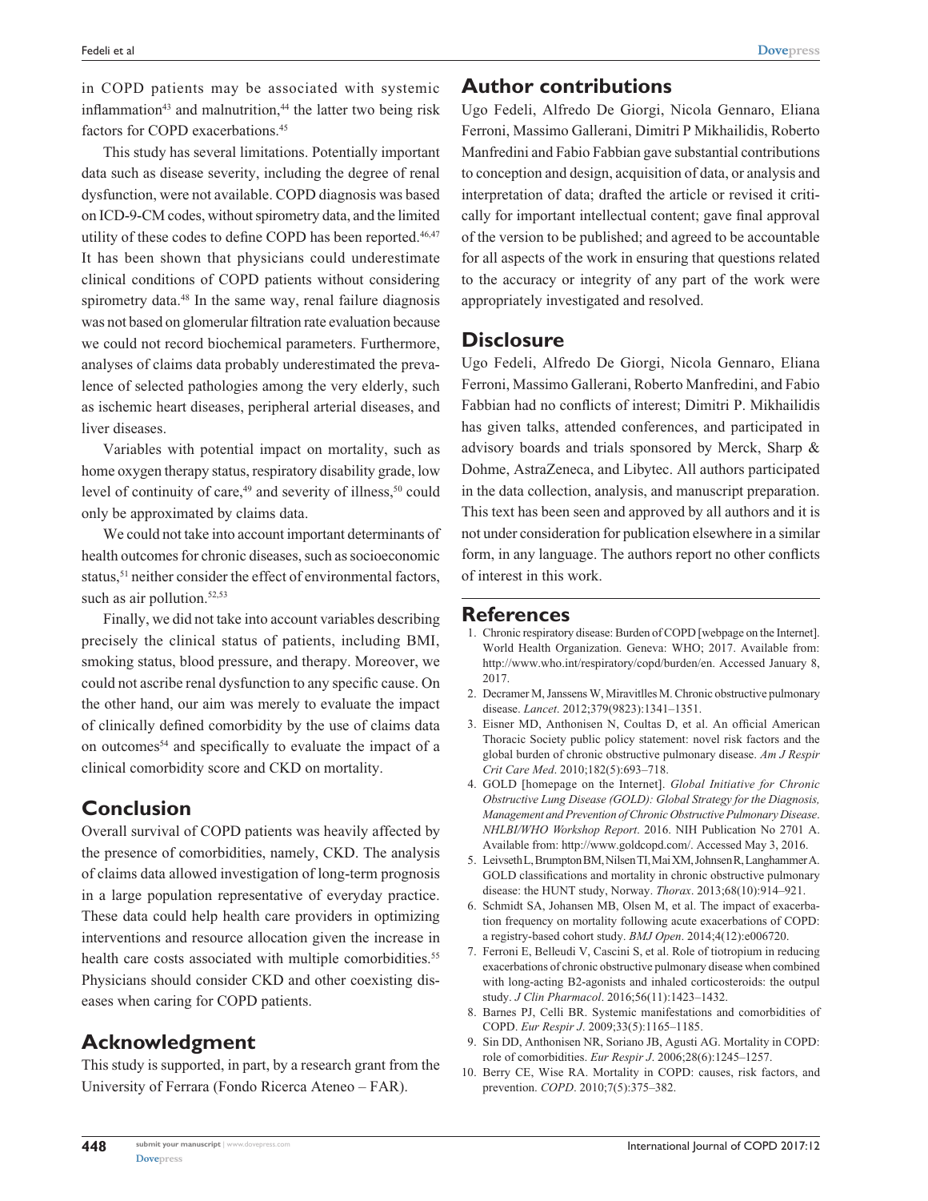in COPD patients may be associated with systemic inflammation[43] and malnutrition,[44] the latter two being risk factors for COPD exacerbations.[45]

This study has several limitations. Potentially important data such as disease severity, including the degree of renal dysfunction, were not available. COPD diagnosis was based on ICD-9-CM codes, without spirometry data, and the limited utility of these codes to define COPD has been reported.[46,47] It has been shown that physicians could underestimate clinical conditions of COPD patients without considering spirometry data.[48] In the same way, renal failure diagnosis was not based on glomerular filtration rate evaluation because we could not record biochemical parameters. Furthermore, analyses of claims data probably underestimated the prevalence of selected pathologies among the very elderly, such as ischemic heart diseases, peripheral arterial diseases, and liver diseases.

Variables with potential impact on mortality, such as home oxygen therapy status, respiratory disability grade, low level of continuity of care,[49] and severity of illness,[50] could only be approximated by claims data.

We could not take into account important determinants of health outcomes for chronic diseases, such as socioeconomic status,[51] neither consider the effect of environmental factors, such as air pollution.[52,53]

Finally, we did not take into account variables describing precisely the clinical status of patients, including BMI, smoking status, blood pressure, and therapy. Moreover, we could not ascribe renal dysfunction to any specific cause. On the other hand, our aim was merely to evaluate the impact of clinically defined comorbidity by the use of claims data on outcomes[54] and specifically to evaluate the impact of a clinical comorbidity score and CKD on mortality.

## Conclusion

Overall survival of COPD patients was heavily affected by the presence of comorbidities, namely, CKD. The analysis of claims data allowed investigation of long-term prognosis in a large population representative of everyday practice. These data could help health care providers in optimizing interventions and resource allocation given the increase in health care costs associated with multiple comorbidities.[55] Physicians should consider CKD and other coexisting diseases when caring for COPD patients.

## Acknowledgment

This study is supported, in part, by a research grant from the University of Ferrara (Fondo Ricerca Ateneo – FAR).

## Author contributions

Ugo Fedeli, Alfredo De Giorgi, Nicola Gennaro, Eliana Ferroni, Massimo Gallerani, Dimitri P Mikhailidis, Roberto Manfredini and Fabio Fabbian gave substantial contributions to conception and design, acquisition of data, or analysis and interpretation of data; drafted the article or revised it critically for important intellectual content; gave final approval of the version to be published; and agreed to be accountable for all aspects of the work in ensuring that questions related to the accuracy or integrity of any part of the work were appropriately investigated and resolved.

## Disclosure

Ugo Fedeli, Alfredo De Giorgi, Nicola Gennaro, Eliana Ferroni, Massimo Gallerani, Roberto Manfredini, and Fabio Fabbian had no conflicts of interest; Dimitri P. Mikhailidis has given talks, attended conferences, and participated in advisory boards and trials sponsored by Merck, Sharp & Dohme, AstraZeneca, and Libytec. All authors participated in the data collection, analysis, and manuscript preparation. This text has been seen and approved by all authors and it is not under consideration for publication elsewhere in a similar form, in any language. The authors report no other conflicts of interest in this work.

## References

1. Chronic respiratory disease: Burden of COPD [webpage on the Internet]. World Health Organization. Geneva: WHO; 2017. Available from: http://www.who.int/respiratory/copd/burden/en. Accessed January 8, 2017.
2. Decramer M, Janssens W, Miravitlles M. Chronic obstructive pulmonary disease. *Lancet*. 2012;379(9823):1341–1351.
3. Eisner MD, Anthonisen N, Coultas D, et al. An official American Thoracic Society public policy statement: novel risk factors and the global burden of chronic obstructive pulmonary disease. *Am J Respir Crit Care Med*. 2010;182(5):693–718.
4. GOLD [homepage on the Internet]. *Global Initiative for Chronic Obstructive Lung Disease (GOLD): Global Strategy for the Diagnosis, Management and Prevention of Chronic Obstructive Pulmonary Disease*. *NHLBI/WHO Workshop Report*. 2016. NIH Publication No 2701 A. Available from: http://www.goldcopd.com/. Accessed May 3, 2016.
5. Leivseth L, Brumpton BM, Nilsen TI, Mai XM, Johnsen R, Langhammer A. GOLD classifications and mortality in chronic obstructive pulmonary disease: the HUNT study, Norway. *Thorax*. 2013;68(10):914–921.
6. Schmidt SA, Johansen MB, Olsen M, et al. The impact of exacerbation frequency on mortality following acute exacerbations of COPD: a registry-based cohort study. *BMJ Open*. 2014;4(12):e006720.
7. Ferroni E, Belleudi V, Cascini S, et al. Role of tiotropium in reducing exacerbations of chronic obstructive pulmonary disease when combined with long-acting B2-agonists and inhaled corticosteroids: the outpul study. *J Clin Pharmacol*. 2016;56(11):1423–1432.
8. Barnes PJ, Celli BR. Systemic manifestations and comorbidities of COPD. *Eur Respir J*. 2009;33(5):1165–1185.
9. Sin DD, Anthonisen NR, Soriano JB, Agusti AG. Mortality in COPD: role of comorbidities. *Eur Respir J*. 2006;28(6):1245–1257.
10. Berry CE, Wise RA. Mortality in COPD: causes, risk factors, and prevention. *COPD*. 2010;7(5):375–382.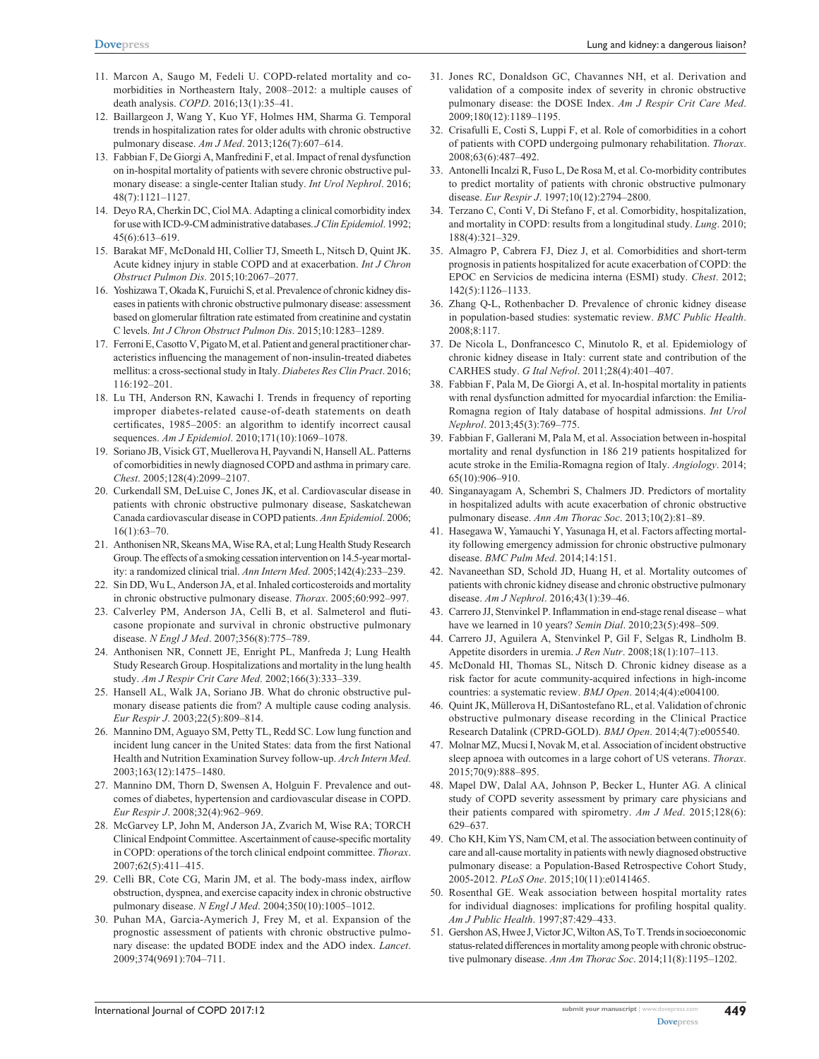11. Marcon A, Saugo M, Fedeli U. COPD-related mortality and co-morbidities in Northeastern Italy, 2008–2012: a multiple causes of death analysis. *COPD*. 2016;13(1):35–41.
12. Baillargeon J, Wang Y, Kuo YF, Holmes HM, Sharma G. Temporal trends in hospitalization rates for older adults with chronic obstructive pulmonary disease. *Am J Med*. 2013;126(7):607–614.
13. Fabbian F, De Giorgi A, Manfredini F, et al. Impact of renal dysfunction on in-hospital mortality of patients with severe chronic obstructive pulmonary disease: a single-center Italian study. *Int Urol Nephrol*. 2016; 48(7):1121–1127.
14. Deyo RA, Cherkin DC, Ciol MA. Adapting a clinical comorbidity index for use with ICD-9-CM administrative databases. *J Clin Epidemiol*. 1992; 45(6):613–619.
15. Barakat MF, McDonald HI, Collier TJ, Smeeth L, Nitsch D, Quint JK. Acute kidney injury in stable COPD and at exacerbation. *Int J Chron Obstruct Pulmon Dis*. 2015;10:2067–2077.
16. Yoshizawa T, Okada K, Furuichi S, et al. Prevalence of chronic kidney diseases in patients with chronic obstructive pulmonary disease: assessment based on glomerular filtration rate estimated from creatinine and cystatin C levels. *Int J Chron Obstruct Pulmon Dis*. 2015;10:1283–1289.
17. Ferroni E, Casotto V, Pigato M, et al. Patient and general practitioner characteristics influencing the management of non-insulin-treated diabetes mellitus: a cross-sectional study in Italy. *Diabetes Res Clin Pract*. 2016; 116:192–201.
18. Lu TH, Anderson RN, Kawachi I. Trends in frequency of reporting improper diabetes-related cause-of-death statements on death certificates, 1985–2005: an algorithm to identify incorrect causal sequences. *Am J Epidemiol*. 2010;171(10):1069–1078.
19. Soriano JB, Visick GT, Muellerova H, Payvandi N, Hansell AL. Patterns of comorbidities in newly diagnosed COPD and asthma in primary care. *Chest*. 2005;128(4):2099–2107.
20. Curkendall SM, DeLuise C, Jones JK, et al. Cardiovascular disease in patients with chronic obstructive pulmonary disease, Saskatchewan Canada cardiovascular disease in COPD patients. *Ann Epidemiol*. 2006; 16(1):63–70.
21. Anthonisen NR, Skeans MA, Wise RA, et al; Lung Health Study Research Group. The effects of a smoking cessation intervention on 14.5-year mortality: a randomized clinical trial. *Ann Intern Med*. 2005;142(4):233–239.
22. Sin DD, Wu L, Anderson JA, et al. Inhaled corticosteroids and mortality in chronic obstructive pulmonary disease. *Thorax*. 2005;60:992–997.
23. Calverley PM, Anderson JA, Celli B, et al. Salmeterol and fluticasone propionate and survival in chronic obstructive pulmonary disease. *N Engl J Med*. 2007;356(8):775–789.
24. Anthonisen NR, Connett JE, Enright PL, Manfreda J; Lung Health Study Research Group. Hospitalizations and mortality in the lung health study. *Am J Respir Crit Care Med*. 2002;166(3):333–339.
25. Hansell AL, Walk JA, Soriano JB. What do chronic obstructive pulmonary disease patients die from? A multiple cause coding analysis. *Eur Respir J*. 2003;22(5):809–814.
26. Mannino DM, Aguayo SM, Petty TL, Redd SC. Low lung function and incident lung cancer in the United States: data from the first National Health and Nutrition Examination Survey follow-up. *Arch Intern Med*. 2003;163(12):1475–1480.
27. Mannino DM, Thorn D, Swensen A, Holguin F. Prevalence and outcomes of diabetes, hypertension and cardiovascular disease in COPD. *Eur Respir J*. 2008;32(4):962–969.
28. McGarvey LP, John M, Anderson JA, Zvarich M, Wise RA; TORCH Clinical Endpoint Committee. Ascertainment of cause-specific mortality in COPD: operations of the torch clinical endpoint committee. *Thorax*. 2007;62(5):411–415.
29. Celli BR, Cote CG, Marin JM, et al. The body-mass index, airflow obstruction, dyspnea, and exercise capacity index in chronic obstructive pulmonary disease. *N Engl J Med*. 2004;350(10):1005–1012.
30. Puhan MA, Garcia-Aymerich J, Frey M, et al. Expansion of the prognostic assessment of patients with chronic obstructive pulmonary disease: the updated BODE index and the ADO index. *Lancet*. 2009;374(9691):704–711.
31. Jones RC, Donaldson GC, Chavannes NH, et al. Derivation and validation of a composite index of severity in chronic obstructive pulmonary disease: the DOSE Index. *Am J Respir Crit Care Med*. 2009;180(12):1189–1195.
32. Crisafulli E, Costi S, Luppi F, et al. Role of comorbidities in a cohort of patients with COPD undergoing pulmonary rehabilitation. *Thorax*. 2008;63(6):487–492.
33. Antonelli Incalzi R, Fuso L, De Rosa M, et al. Co-morbidity contributes to predict mortality of patients with chronic obstructive pulmonary disease. *Eur Respir J*. 1997;10(12):2794–2800.
34. Terzano C, Conti V, Di Stefano F, et al. Comorbidity, hospitalization, and mortality in COPD: results from a longitudinal study. *Lung*. 2010; 188(4):321–329.
35. Almagro P, Cabrera FJ, Diez J, et al. Comorbidities and short-term prognosis in patients hospitalized for acute exacerbation of COPD: the EPOC en Servicios de medicina interna (ESMI) study. *Chest*. 2012; 142(5):1126–1133.
36. Zhang Q-L, Rothenbacher D. Prevalence of chronic kidney disease in population-based studies: systematic review. *BMC Public Health*. 2008;8:117.
37. De Nicola L, Donfrancesco C, Minutolo R, et al. Epidemiology of chronic kidney disease in Italy: current state and contribution of the CARHES study. *G Ital Nefrol*. 2011;28(4):401–407.
38. Fabbian F, Pala M, De Giorgi A, et al. In-hospital mortality in patients with renal dysfunction admitted for myocardial infarction: the Emilia-Romagna region of Italy database of hospital admissions. *Int Urol Nephrol*. 2013;45(3):769–775.
39. Fabbian F, Gallerani M, Pala M, et al. Association between in-hospital mortality and renal dysfunction in 186 219 patients hospitalized for acute stroke in the Emilia-Romagna region of Italy. *Angiology*. 2014; 65(10):906–910.
40. Singanayagam A, Schembri S, Chalmers JD. Predictors of mortality in hospitalized adults with acute exacerbation of chronic obstructive pulmonary disease. *Ann Am Thorac Soc*. 2013;10(2):81–89.
41. Hasegawa W, Yamauchi Y, Yasunaga H, et al. Factors affecting mortality following emergency admission for chronic obstructive pulmonary disease. *BMC Pulm Med*. 2014;14:151.
42. Navaneethan SD, Schold JD, Huang H, et al. Mortality outcomes of patients with chronic kidney disease and chronic obstructive pulmonary disease. *Am J Nephrol*. 2016;43(1):39–46.
43. Carrero JJ, Stenvinkel P. Inflammation in end-stage renal disease – what have we learned in 10 years? *Semin Dial*. 2010;23(5):498–509.
44. Carrero JJ, Aguilera A, Stenvinkel P, Gil F, Selgas R, Lindholm B. Appetite disorders in uremia. *J Ren Nutr*. 2008;18(1):107–113.
45. McDonald HI, Thomas SL, Nitsch D. Chronic kidney disease as a risk factor for acute community-acquired infections in high-income countries: a systematic review. *BMJ Open*. 2014;4(4):e004100.
46. Quint JK, Müllerova H, DiSantostefano RL, et al. Validation of chronic obstructive pulmonary disease recording in the Clinical Practice Research Datalink (CPRD-GOLD). *BMJ Open*. 2014;4(7):e005540.
47. Molnar MZ, Mucsi I, Novak M, et al. Association of incident obstructive sleep apnoea with outcomes in a large cohort of US veterans. *Thorax*. 2015;70(9):888–895.
48. Mapel DW, Dalal AA, Johnson P, Becker L, Hunter AG. A clinical study of COPD severity assessment by primary care physicians and their patients compared with spirometry. *Am J Med*. 2015;128(6): 629–637.
49. Cho KH, Kim YS, Nam CM, et al. The association between continuity of care and all-cause mortality in patients with newly diagnosed obstructive pulmonary disease: a Population-Based Retrospective Cohort Study, 2005-2012. *PLoS One*. 2015;10(11):e0141465.
50. Rosenthal GE. Weak association between hospital mortality rates for individual diagnoses: implications for profiling hospital quality. *Am J Public Health*. 1997;87:429–433.
51. Gershon AS, Hwee J, Victor JC, Wilton AS, To T. Trends in socioeconomic status-related differences in mortality among people with chronic obstructive pulmonary disease. *Ann Am Thorac Soc*. 2014;11(8):1195–1202.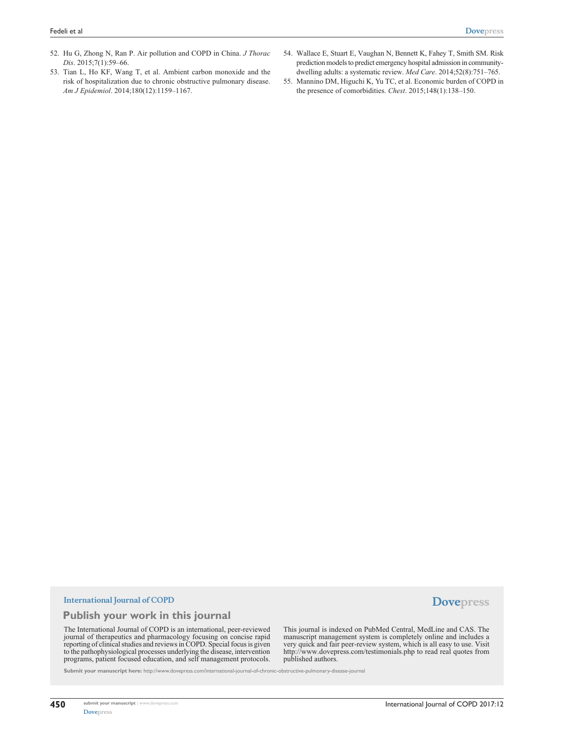52. Hu G, Zhong N, Ran P. Air pollution and COPD in China. *J Thorac Dis*. 2015;7(1):59–66.
53. Tian L, Ho KF, Wang T, et al. Ambient carbon monoxide and the risk of hospitalization due to chronic obstructive pulmonary disease. *Am J Epidemiol*. 2014;180(12):1159–1167.
54. Wallace E, Stuart E, Vaughan N, Bennett K, Fahey T, Smith SM. Risk prediction models to predict emergency hospital admission in community-dwelling adults: a systematic review. *Med Care*. 2014;52(8):751–765.
55. Mannino DM, Higuchi K, Yu TC, et al. Economic burden of COPD in the presence of comorbidities. *Chest*. 2015;148(1):138–150.

**International Journal of COPD**

**Dovepress**

## Publish your work in this journal

The International Journal of COPD is an international, peer-reviewed journal of therapeutics and pharmacology focusing on concise rapid reporting of clinical studies and reviews in COPD. Special focus is given to the pathophysiological processes underlying the disease, intervention programs, patient focused education, and self management protocols. This journal is indexed on PubMed Central, MedLine and CAS. The manuscript management system is completely online and includes a very quick and fair peer-review system, which is all easy to use. Visit http://www.dovepress.com/testimonials.php to read real quotes from published authors.

**Submit your manuscript here:** http://www.dovepress.com/international-journal-of-chronic-obstructive-pulmonary-disease-journal